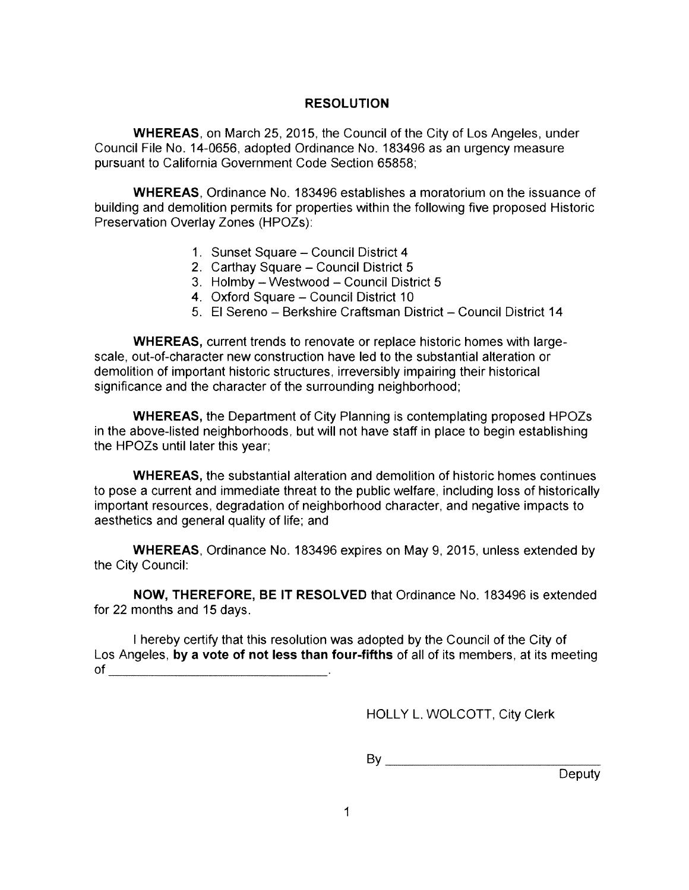# RESOLUTION

**WHEREAS**, on March 25, 2015, the Council of the City of Los Angeles, under Council File No. 14-0656, adopted Ordinance No. 183496 as an urgency measure pursuant to California Government Code Section 65858;

**WHEREAS**, Ordinance No. 183496 establishes a moratorium on the issuance of building and demolition permits for properties within the following five proposed Historic Preservation Overlay Zones (HPOZs):

1. Sunset Square – Council District 4
2. Carthay Square – Council District 5
3. Holmby – Westwood – Council District 5
4. Oxford Square – Council District 10
5. El Sereno – Berkshire Craftsman District – Council District 14

**WHEREAS,** current trends to renovate or replace historic homes with large-scale, out-of-character new construction have led to the substantial alteration or demolition of important historic structures, irreversibly impairing their historical significance and the character of the surrounding neighborhood;

**WHEREAS,** the Department of City Planning is contemplating proposed HPOZs in the above-listed neighborhoods, but will not have staff in place to begin establishing the HPOZs until later this year;

**WHEREAS,** the substantial alteration and demolition of historic homes continues to pose a current and immediate threat to the public welfare, including loss of historically important resources, degradation of neighborhood character, and negative impacts to aesthetics and general quality of life; and

**WHEREAS**, Ordinance No. 183496 expires on May 9, 2015, unless extended by the City Council:

**NOW, THEREFORE, BE IT RESOLVED** that Ordinance No. 183496 is extended for 22 months and 15 days.

I hereby certify that this resolution was adopted by the Council of the City of Los Angeles, **by a vote of not less than four-fifths** of all of its members, at its meeting of ______________________________.

HOLLY L. WOLCOTT, City Clerk

By ______________________________
Deputy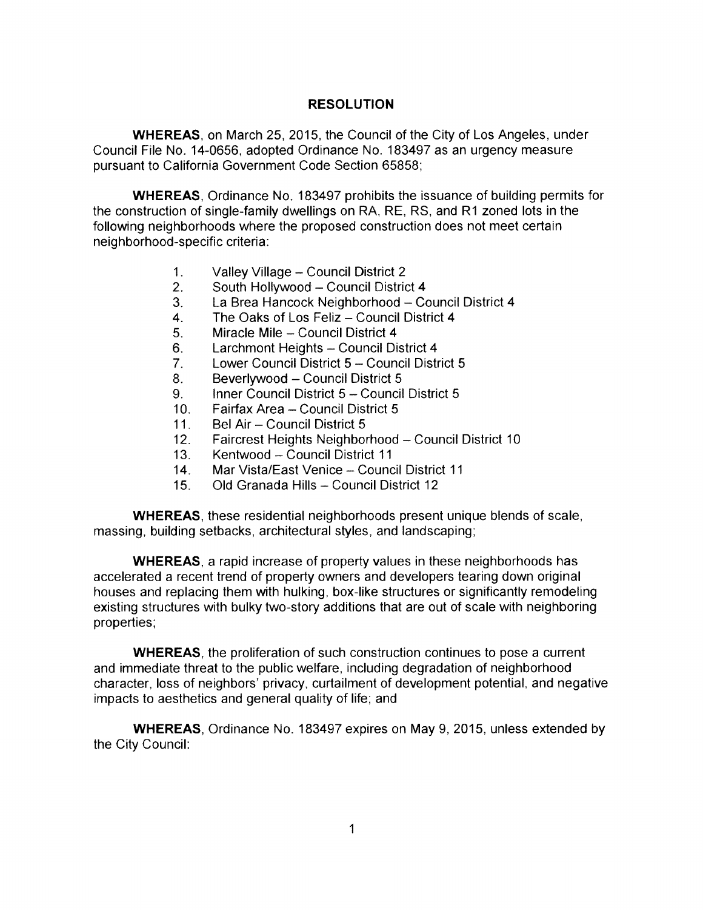## RESOLUTION

**WHEREAS**, on March 25, 2015, the Council of the City of Los Angeles, under Council File No. 14-0656, adopted Ordinance No. 183497 as an urgency measure pursuant to California Government Code Section 65858;

**WHEREAS**, Ordinance No. 183497 prohibits the issuance of building permits for the construction of single-family dwellings on RA, RE, RS, and R1 zoned lots in the following neighborhoods where the proposed construction does not meet certain neighborhood-specific criteria:

1. Valley Village – Council District 2
2. South Hollywood – Council District 4
3. La Brea Hancock Neighborhood – Council District 4
4. The Oaks of Los Feliz – Council District 4
5. Miracle Mile – Council District 4
6. Larchmont Heights – Council District 4
7. Lower Council District 5 – Council District 5
8. Beverlywood – Council District 5
9. Inner Council District 5 – Council District 5
10. Fairfax Area – Council District 5
11. Bel Air – Council District 5
12. Faircrest Heights Neighborhood – Council District 10
13. Kentwood – Council District 11
14. Mar Vista/East Venice – Council District 11
15. Old Granada Hills – Council District 12

**WHEREAS**, these residential neighborhoods present unique blends of scale, massing, building setbacks, architectural styles, and landscaping;

**WHEREAS**, a rapid increase of property values in these neighborhoods has accelerated a recent trend of property owners and developers tearing down original houses and replacing them with hulking, box-like structures or significantly remodeling existing structures with bulky two-story additions that are out of scale with neighboring properties;

**WHEREAS**, the proliferation of such construction continues to pose a current and immediate threat to the public welfare, including degradation of neighborhood character, loss of neighbors' privacy, curtailment of development potential, and negative impacts to aesthetics and general quality of life; and

**WHEREAS**, Ordinance No. 183497 expires on May 9, 2015, unless extended by the City Council: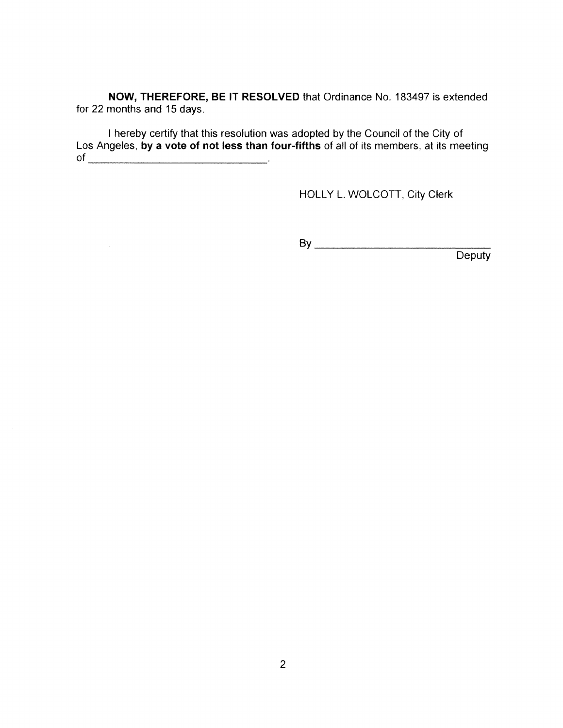**NOW, THEREFORE, BE IT RESOLVED** that Ordinance No. 183497 is extended for 22 months and 15 days.

I hereby certify that this resolution was adopted by the Council of the City of Los Angeles, **by a vote of not less than four-fifths** of all of its members, at its meeting of ______________________________.

HOLLY L. WOLCOTT, City Clerk

By ______________________________
Deputy